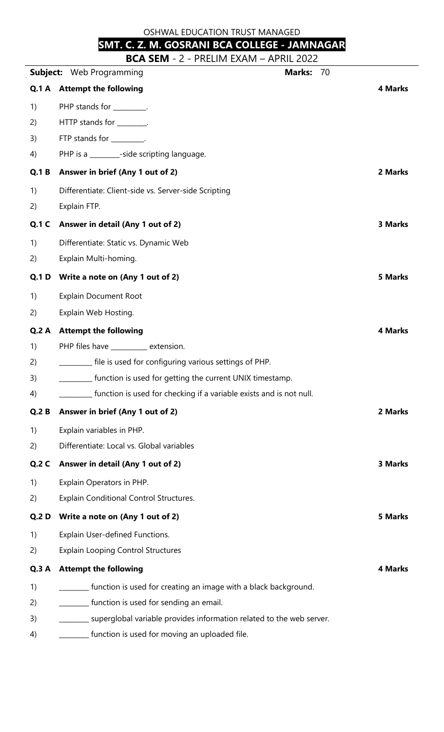OSHWAL EDUCATION TRUST MANAGED

# SMT. C. Z. M. GOSRANI BCA COLLEGE - JAMNAGAR

## BCA SEM - 2 - PRELIM EXAM – APRIL 2022

**Subject:** Web Programming **Marks:** 70

| | | |
|---|---|---|
| **Q.1 A** | **Attempt the following** | **4 Marks** |
| 1) | PHP stands for ________. | |
| 2) | HTTP stands for _______. | |
| 3) | FTP stands for ________. | |
| 4) | PHP is a _______-side scripting language. | |
| **Q.1 B** | **Answer in brief (Any 1 out of 2)** | **2 Marks** |
| 1) | Differentiate: Client-side vs. Server-side Scripting | |
| 2) | Explain FTP. | |
| **Q.1 C** | **Answer in detail (Any 1 out of 2)** | **3 Marks** |
| 1) | Differentiate: Static vs. Dynamic Web | |
| 2) | Explain Multi-homing. | |
| **Q.1 D** | **Write a note on (Any 1 out of 2)** | **5 Marks** |
| 1) | Explain Document Root | |
| 2) | Explain Web Hosting. | |
| **Q.2 A** | **Attempt the following** | **4 Marks** |
| 1) | PHP files have _________ extension. | |
| 2) | ________ file is used for configuring various settings of PHP. | |
| 3) | ________ function is used for getting the current UNIX timestamp. | |
| 4) | ________ function is used for checking if a variable exists and is not null. | |
| **Q.2 B** | **Answer in brief (Any 1 out of 2)** | **2 Marks** |
| 1) | Explain variables in PHP. | |
| 2) | Differentiate: Local vs. Global variables | |
| **Q.2 C** | **Answer in detail (Any 1 out of 2)** | **3 Marks** |
| 1) | Explain Operators in PHP. | |
| 2) | Explain Conditional Control Structures. | |
| **Q.2 D** | **Write a note on (Any 1 out of 2)** | **5 Marks** |
| 1) | Explain User-defined Functions. | |
| 2) | Explain Looping Control Structures | |
| **Q.3 A** | **Attempt the following** | **4 Marks** |
| 1) | _______ function is used for creating an image with a black background. | |
| 2) | _______ function is used for sending an email. | |
| 3) | _______ superglobal variable provides information related to the web server. | |
| 4) | _______ function is used for moving an uploaded file. | |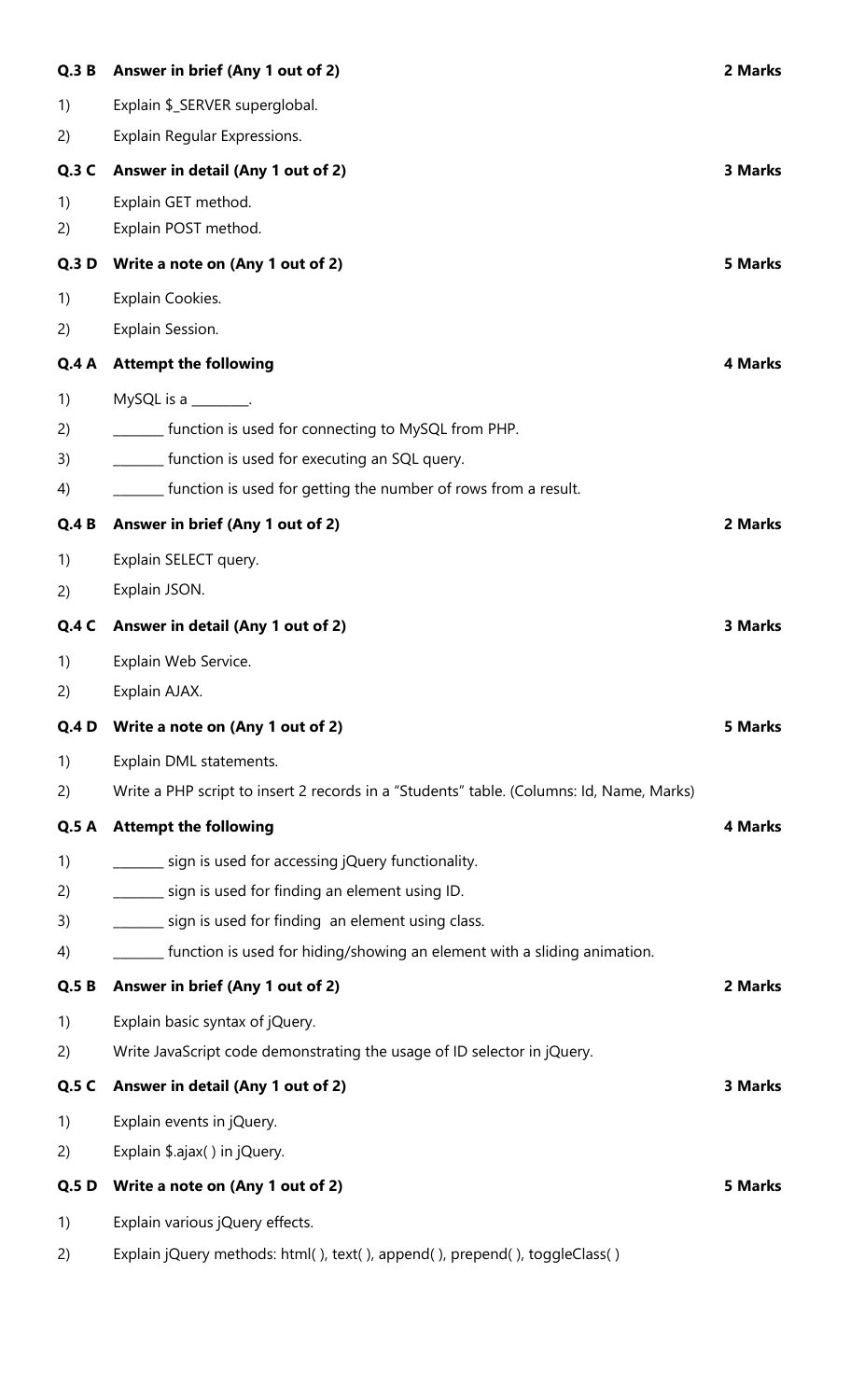| | | |
|---|---|---|
| **Q.3 B** | **Answer in brief (Any 1 out of 2)** | **2 Marks** |
| 1) | Explain $_SERVER superglobal. | |
| 2) | Explain Regular Expressions. | |
| **Q.3 C** | **Answer in detail (Any 1 out of 2)** | **3 Marks** |
| 1) | Explain GET method. | |
| 2) | Explain POST method. | |
| **Q.3 D** | **Write a note on (Any 1 out of 2)** | **5 Marks** |
| 1) | Explain Cookies. | |
| 2) | Explain Session. | |
| **Q.4 A** | **Attempt the following** | **4 Marks** |
| 1) | MySQL is a ________. | |
| 2) | _______ function is used for connecting to MySQL from PHP. | |
| 3) | _______ function is used for executing an SQL query. | |
| 4) | _______ function is used for getting the number of rows from a result. | |
| **Q.4 B** | **Answer in brief (Any 1 out of 2)** | **2 Marks** |
| 1) | Explain SELECT query. | |
| 2) | Explain JSON. | |
| **Q.4 C** | **Answer in detail (Any 1 out of 2)** | **3 Marks** |
| 1) | Explain Web Service. | |
| 2) | Explain AJAX. | |
| **Q.4 D** | **Write a note on (Any 1 out of 2)** | **5 Marks** |
| 1) | Explain DML statements. | |
| 2) | Write a PHP script to insert 2 records in a "Students" table. (Columns: Id, Name, Marks) | |
| **Q.5 A** | **Attempt the following** | **4 Marks** |
| 1) | _______ sign is used for accessing jQuery functionality. | |
| 2) | _______ sign is used for finding an element using ID. | |
| 3) | _______ sign is used for finding an element using class. | |
| 4) | _______ function is used for hiding/showing an element with a sliding animation. | |
| **Q.5 B** | **Answer in brief (Any 1 out of 2)** | **2 Marks** |
| 1) | Explain basic syntax of jQuery. | |
| 2) | Write JavaScript code demonstrating the usage of ID selector in jQuery. | |
| **Q.5 C** | **Answer in detail (Any 1 out of 2)** | **3 Marks** |
| 1) | Explain events in jQuery. | |
| 2) | Explain $.ajax( ) in jQuery. | |
| **Q.5 D** | **Write a note on (Any 1 out of 2)** | **5 Marks** |
| 1) | Explain various jQuery effects. | |
| 2) | Explain jQuery methods: html( ), text( ), append( ), prepend( ), toggleClass( ) | |